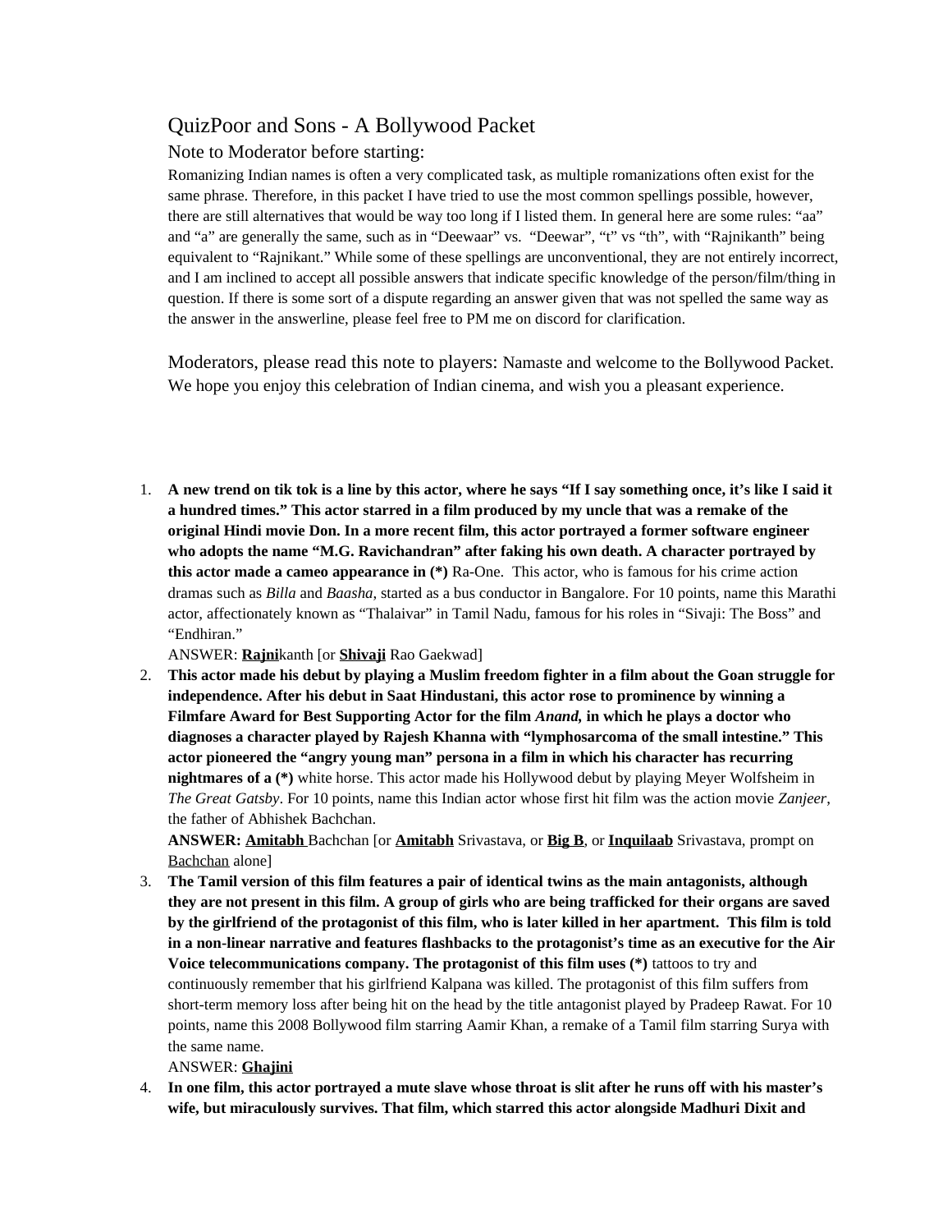# QuizPoor and Sons - A Bollywood Packet

## Note to Moderator before starting:

Romanizing Indian names is often a very complicated task, as multiple romanizations often exist for the same phrase. Therefore, in this packet I have tried to use the most common spellings possible, however, there are still alternatives that would be way too long if I listed them. In general here are some rules: "aa" and "a" are generally the same, such as in "Deewaar" vs. "Deewar", "t" vs "th", with "Rajnikanth" being equivalent to "Rajnikant." While some of these spellings are unconventional, they are not entirely incorrect, and I am inclined to accept all possible answers that indicate specific knowledge of the person/film/thing in question. If there is some sort of a dispute regarding an answer given that was not spelled the same way as the answer in the answerline, please feel free to PM me on discord for clarification.

Moderators, please read this note to players: Namaste and welcome to the Bollywood Packet. We hope you enjoy this celebration of Indian cinema, and wish you a pleasant experience.

1. **A new trend on tik tok is a line by this actor, where he says "If I say something once, it's like I said it a hundred times." This actor starred in a film produced by my uncle that was a remake of the original Hindi movie Don. In a more recent film, this actor portrayed a former software engineer who adopts the name "M.G. Ravichandran" after faking his own death. A character portrayed by this actor made a cameo appearance in (*)** Ra-One. This actor, who is famous for his crime action dramas such as *Billa* and *Baasha,* started as a bus conductor in Bangalore. For 10 points, name this Marathi actor, affectionately known as "Thalaivar" in Tamil Nadu, famous for his roles in "Sivaji: The Boss" and "Endhiran."
   ANSWER: **<u>Rajni</u>**kanth [or **<u>Shivaji</u>** Rao Gaekwad]
2. **This actor made his debut by playing a Muslim freedom fighter in a film about the Goan struggle for independence. After his debut in Saat Hindustani, this actor rose to prominence by winning a Filmfare Award for Best Supporting Actor for the film *Anand,* in which he plays a doctor who diagnoses a character played by Rajesh Khanna with "lymphosarcoma of the small intestine." This actor pioneered the "angry young man" persona in a film in which his character has recurring nightmares of a (*)** white horse. This actor made his Hollywood debut by playing Meyer Wolfsheim in *The Great Gatsby*. For 10 points, name this Indian actor whose first hit film was the action movie *Zanjeer*, the father of Abhishek Bachchan.
   **ANSWER: <u>Amitabh</u>** Bachchan [or **<u>Amitabh</u>** Srivastava, or **<u>Big B</u>**, or **<u>Inquilaab</u>** Srivastava, prompt on <u>Bachchan</u> alone]
3. **The Tamil version of this film features a pair of identical twins as the main antagonists, although they are not present in this film. A group of girls who are being trafficked for their organs are saved by the girlfriend of the protagonist of this film, who is later killed in her apartment. This film is told in a non-linear narrative and features flashbacks to the protagonist's time as an executive for the Air Voice telecommunications company. The protagonist of this film uses (*)** tattoos to try and continuously remember that his girlfriend Kalpana was killed. The protagonist of this film suffers from short-term memory loss after being hit on the head by the title antagonist played by Pradeep Rawat. For 10 points, name this 2008 Bollywood film starring Aamir Khan, a remake of a Tamil film starring Surya with the same name.
   ANSWER: **<u>Ghajini</u>**
4. **In one film, this actor portrayed a mute slave whose throat is slit after he runs off with his master's wife, but miraculously survives. That film, which starred this actor alongside Madhuri Dixit and**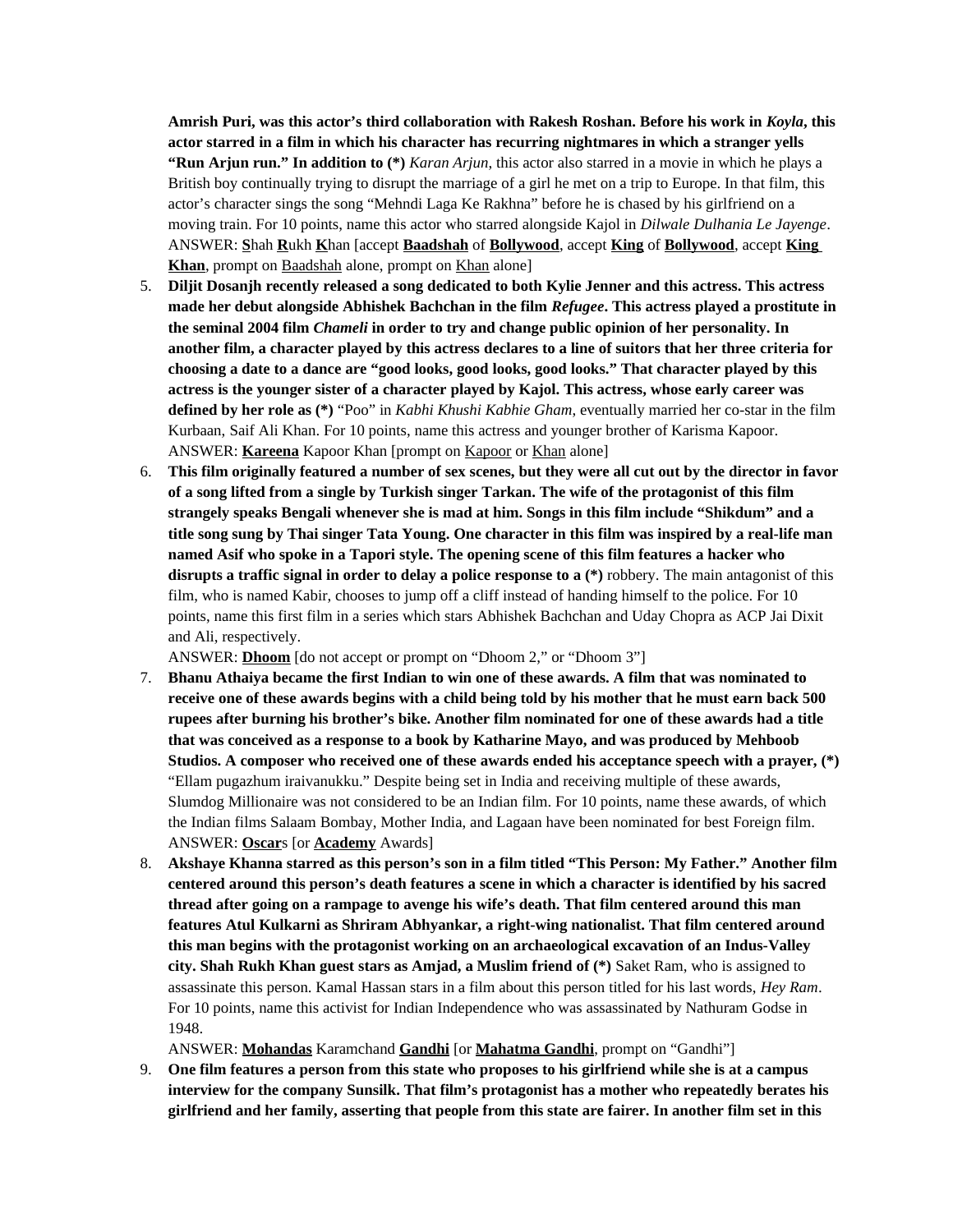**Amrish Puri, was this actor's third collaboration with Rakesh Roshan. Before his work in *Koyla*, this actor starred in a film in which his character has recurring nightmares in which a stranger yells "Run Arjun run." In addition to (*)** *Karan Arjun*, this actor also starred in a movie in which he plays a British boy continually trying to disrupt the marriage of a girl he met on a trip to Europe. In that film, this actor's character sings the song "Mehndi Laga Ke Rakhna" before he is chased by his girlfriend on a moving train. For 10 points, name this actor who starred alongside Kajol in *Dilwale Dulhania Le Jayenge*.
ANSWER: **S**hah **R**ukh **K**han [accept **Baadshah** of **Bollywood**, accept **King** of **Bollywood**, accept **King Khan**, prompt on Baadshah alone, prompt on Khan alone]

5. **Diljit Dosanjh recently released a song dedicated to both Kylie Jenner and this actress. This actress made her debut alongside Abhishek Bachchan in the film *Refugee*. This actress played a prostitute in the seminal 2004 film *Chameli* in order to try and change public opinion of her personality. In another film, a character played by this actress declares to a line of suitors that her three criteria for choosing a date to a dance are "good looks, good looks, good looks." That character played by this actress is the younger sister of a character played by Kajol. This actress, whose early career was defined by her role as (*)** "Poo" in *Kabhi Khushi Kabhie Gham*, eventually married her co-star in the film Kurbaan, Saif Ali Khan. For 10 points, name this actress and younger brother of Karisma Kapoor.
ANSWER: **Kareena** Kapoor Khan [prompt on Kapoor or Khan alone]

6. **This film originally featured a number of sex scenes, but they were all cut out by the director in favor of a song lifted from a single by Turkish singer Tarkan. The wife of the protagonist of this film strangely speaks Bengali whenever she is mad at him. Songs in this film include "Shikdum" and a title song sung by Thai singer Tata Young. One character in this film was inspired by a real-life man named Asif who spoke in a Tapori style. The opening scene of this film features a hacker who disrupts a traffic signal in order to delay a police response to a (*)** robbery. The main antagonist of this film, who is named Kabir, chooses to jump off a cliff instead of handing himself to the police. For 10 points, name this first film in a series which stars Abhishek Bachchan and Uday Chopra as ACP Jai Dixit and Ali, respectively.
ANSWER: **Dhoom** [do not accept or prompt on "Dhoom 2," or "Dhoom 3"]

7. **Bhanu Athaiya became the first Indian to win one of these awards. A film that was nominated to receive one of these awards begins with a child being told by his mother that he must earn back 500 rupees after burning his brother's bike. Another film nominated for one of these awards had a title that was conceived as a response to a book by Katharine Mayo, and was produced by Mehboob Studios. A composer who received one of these awards ended his acceptance speech with a prayer, (*)** "Ellam pugazhum iraivanukku." Despite being set in India and receiving multiple of these awards, Slumdog Millionaire was not considered to be an Indian film. For 10 points, name these awards, of which the Indian films Salaam Bombay, Mother India, and Lagaan have been nominated for best Foreign film.
ANSWER: **Oscar**s [or **Academy** Awards]

8. **Akshaye Khanna starred as this person's son in a film titled "This Person: My Father." Another film centered around this person's death features a scene in which a character is identified by his sacred thread after going on a rampage to avenge his wife's death. That film centered around this man features Atul Kulkarni as Shriram Abhyankar, a right-wing nationalist. That film centered around this man begins with the protagonist working on an archaeological excavation of an Indus-Valley city. Shah Rukh Khan guest stars as Amjad, a Muslim friend of (*)** Saket Ram, who is assigned to assassinate this person. Kamal Hassan stars in a film about this person titled for his last words, *Hey Ram*. For 10 points, name this activist for Indian Independence who was assassinated by Nathuram Godse in 1948.
ANSWER: **Mohandas** Karamchand **Gandhi** [or **Mahatma Gandhi**, prompt on "Gandhi"]

9. **One film features a person from this state who proposes to his girlfriend while she is at a campus interview for the company Sunsilk. That film's protagonist has a mother who repeatedly berates his girlfriend and her family, asserting that people from this state are fairer. In another film set in this**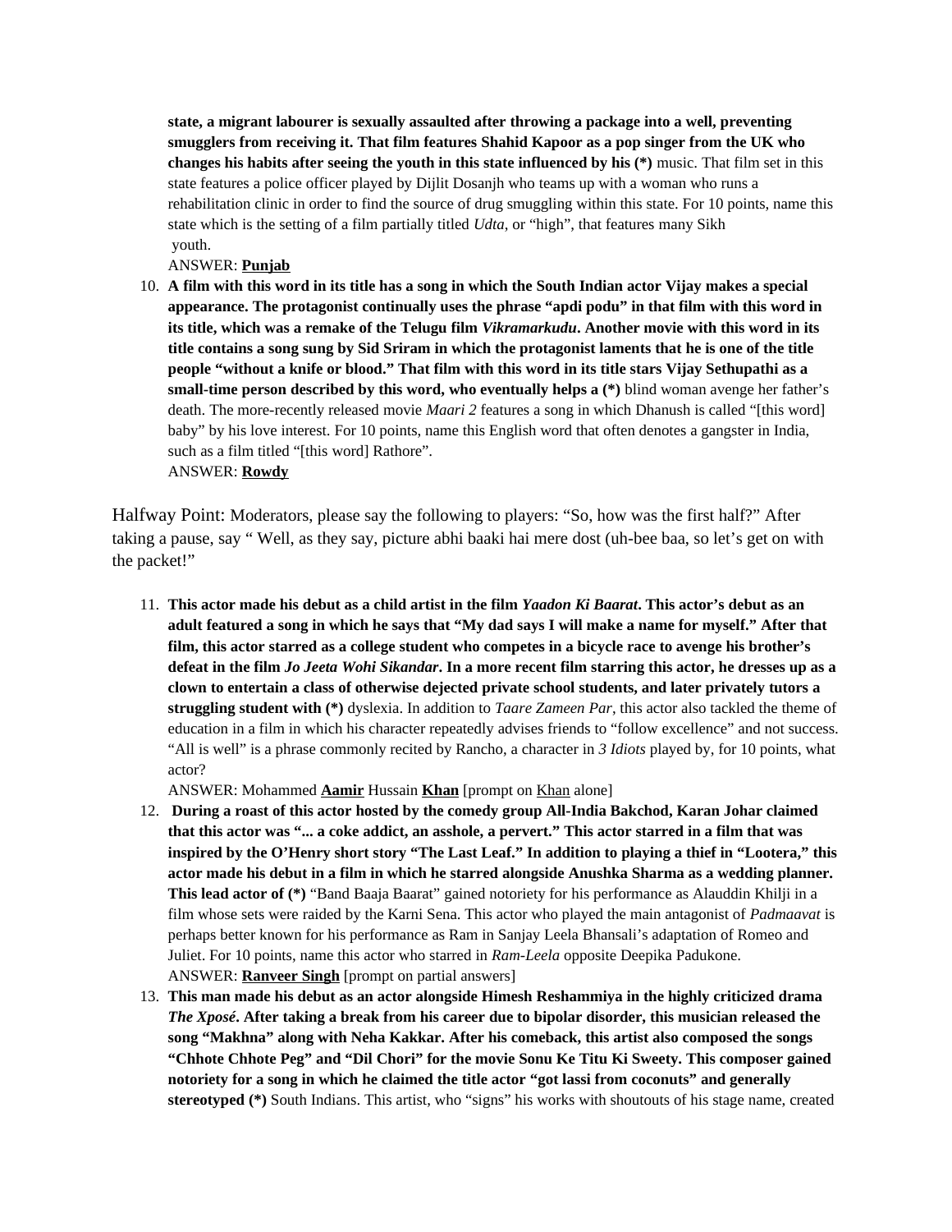**state, a migrant labourer is sexually assaulted after throwing a package into a well, preventing smugglers from receiving it. That film features Shahid Kapoor as a pop singer from the UK who changes his habits after seeing the youth in this state influenced by his (*)** music. That film set in this state features a police officer played by Dijlit Dosanjh who teams up with a woman who runs a rehabilitation clinic in order to find the source of drug smuggling within this state. For 10 points, name this state which is the setting of a film partially titled *Udta*, or "high", that features many Sikh youth.

ANSWER: **Punjab**

10. **A film with this word in its title has a song in which the South Indian actor Vijay makes a special appearance. The protagonist continually uses the phrase "apdi podu" in that film with this word in its title, which was a remake of the Telugu film *Vikramarkudu*. Another movie with this word in its title contains a song sung by Sid Sriram in which the protagonist laments that he is one of the title people "without a knife or blood." That film with this word in its title stars Vijay Sethupathi as a small-time person described by this word, who eventually helps a (*)** blind woman avenge her father's death. The more-recently released movie *Maari 2* features a song in which Dhanush is called "[this word] baby" by his love interest. For 10 points, name this English word that often denotes a gangster in India, such as a film titled "[this word] Rathore".

    ANSWER: **Rowdy**

Halfway Point: Moderators, please say the following to players: "So, how was the first half?" After taking a pause, say " Well, as they say, picture abhi baaki hai mere dost (uh-bee baa, so let's get on with the packet!"

11. **This actor made his debut as a child artist in the film *Yaadon Ki Baarat*. This actor's debut as an adult featured a song in which he says that "My dad says I will make a name for myself." After that film, this actor starred as a college student who competes in a bicycle race to avenge his brother's defeat in the film *Jo Jeeta Wohi Sikandar*. In a more recent film starring this actor, he dresses up as a clown to entertain a class of otherwise dejected private school students, and later privately tutors a struggling student with (*)** dyslexia. In addition to *Taare Zameen Par*, this actor also tackled the theme of education in a film in which his character repeatedly advises friends to "follow excellence" and not success. "All is well" is a phrase commonly recited by Rancho, a character in *3 Idiots* played by, for 10 points, what actor?

    ANSWER: Mohammed **Aamir** Hussain **Khan** [prompt on Khan alone]

12. **During a roast of this actor hosted by the comedy group All-India Bakchod, Karan Johar claimed that this actor was "... a coke addict, an asshole, a pervert." This actor starred in a film that was inspired by the O'Henry short story "The Last Leaf." In addition to playing a thief in "Lootera," this actor made his debut in a film in which he starred alongside Anushka Sharma as a wedding planner. This lead actor of (*)** "Band Baaja Baarat" gained notoriety for his performance as Alauddin Khilji in a film whose sets were raided by the Karni Sena. This actor who played the main antagonist of *Padmaavat* is perhaps better known for his performance as Ram in Sanjay Leela Bhansali's adaptation of Romeo and Juliet. For 10 points, name this actor who starred in *Ram-Leela* opposite Deepika Padukone.

    ANSWER: **Ranveer Singh** [prompt on partial answers]

13. **This man made his debut as an actor alongside Himesh Reshammiya in the highly criticized drama *The Xposé*. After taking a break from his career due to bipolar disorder, this musician released the song "Makhna" along with Neha Kakkar. After his comeback, this artist also composed the songs "Chhote Chhote Peg" and "Dil Chori" for the movie Sonu Ke Titu Ki Sweety. This composer gained notoriety for a song in which he claimed the title actor "got lassi from coconuts" and generally stereotyped (*)** South Indians. This artist, who "signs" his works with shoutouts of his stage name, created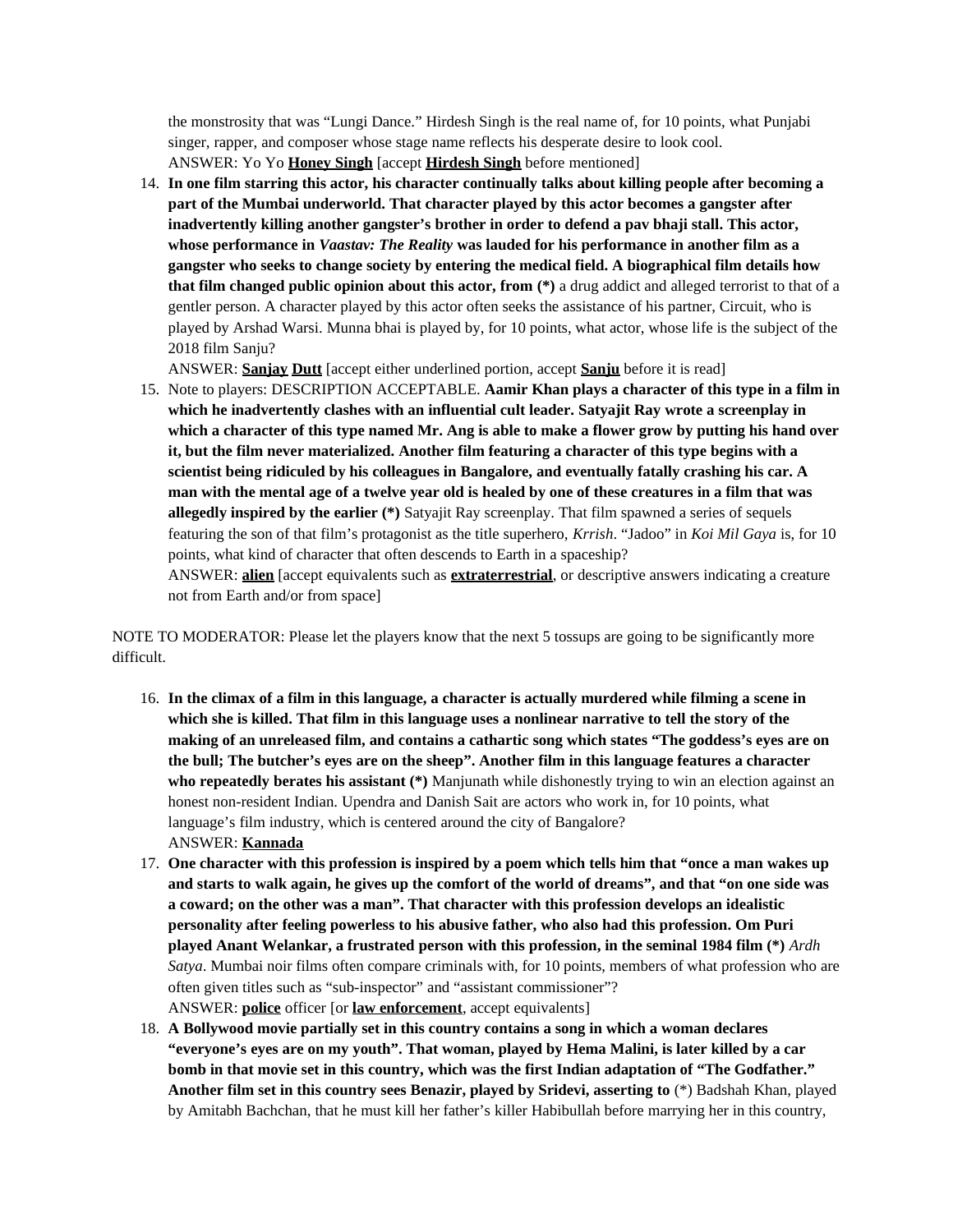the monstrosity that was "Lungi Dance." Hirdesh Singh is the real name of, for 10 points, what Punjabi singer, rapper, and composer whose stage name reflects his desperate desire to look cool.
ANSWER: Yo Yo **<u>Honey Singh</u>** [accept **<u>Hirdesh Singh</u>** before mentioned]

14. **In one film starring this actor, his character continually talks about killing people after becoming a part of the Mumbai underworld. That character played by this actor becomes a gangster after inadvertently killing another gangster's brother in order to defend a pav bhaji stall. This actor, whose performance in *Vaastav: The Reality* was lauded for his performance in another film as a gangster who seeks to change society by entering the medical field. A biographical film details how that film changed public opinion about this actor, from (*)** a drug addict and alleged terrorist to that of a gentler person. A character played by this actor often seeks the assistance of his partner, Circuit, who is played by Arshad Warsi. Munna bhai is played by, for 10 points, what actor, whose life is the subject of the 2018 film Sanju?
ANSWER: **<u>Sanjay</u>** **<u>Dutt</u>** [accept either underlined portion, accept **<u>Sanju</u>** before it is read]
15. Note to players: DESCRIPTION ACCEPTABLE. **Aamir Khan plays a character of this type in a film in which he inadvertently clashes with an influential cult leader. Satyajit Ray wrote a screenplay in which a character of this type named Mr. Ang is able to make a flower grow by putting his hand over it, but the film never materialized. Another film featuring a character of this type begins with a scientist being ridiculed by his colleagues in Bangalore, and eventually fatally crashing his car. A man with the mental age of a twelve year old is healed by one of these creatures in a film that was allegedly inspired by the earlier (*)** Satyajit Ray screenplay. That film spawned a series of sequels featuring the son of that film's protagonist as the title superhero, *Krrish*. "Jadoo" in *Koi Mil Gaya* is, for 10 points, what kind of character that often descends to Earth in a spaceship?
ANSWER: **<u>alien</u>** [accept equivalents such as **<u>extraterrestrial</u>**, or descriptive answers indicating a creature not from Earth and/or from space]

NOTE TO MODERATOR: Please let the players know that the next 5 tossups are going to be significantly more difficult.

16. **In the climax of a film in this language, a character is actually murdered while filming a scene in which she is killed. That film in this language uses a nonlinear narrative to tell the story of the making of an unreleased film, and contains a cathartic song which states "The goddess's eyes are on the bull; The butcher's eyes are on the sheep". Another film in this language features a character who repeatedly berates his assistant (*)** Manjunath while dishonestly trying to win an election against an honest non-resident Indian. Upendra and Danish Sait are actors who work in, for 10 points, what language's film industry, which is centered around the city of Bangalore?
ANSWER: **<u>Kannada</u>**
17. **One character with this profession is inspired by a poem which tells him that "once a man wakes up and starts to walk again, he gives up the comfort of the world of dreams", and that "on one side was a coward; on the other was a man". That character with this profession develops an idealistic personality after feeling powerless to his abusive father, who also had this profession. Om Puri played Anant Welankar, a frustrated person with this profession, in the seminal 1984 film (*)** *Ardh Satya*. Mumbai noir films often compare criminals with, for 10 points, members of what profession who are often given titles such as "sub-inspector" and "assistant commissioner"?
ANSWER: **<u>police</u>** officer [or **<u>law enforcement</u>**, accept equivalents]
18. **A Bollywood movie partially set in this country contains a song in which a woman declares "everyone's eyes are on my youth". That woman, played by Hema Malini, is later killed by a car bomb in that movie set in this country, which was the first Indian adaptation of "The Godfather." Another film set in this country sees Benazir, played by Sridevi, asserting to** (*) Badshah Khan, played by Amitabh Bachchan, that he must kill her father's killer Habibullah before marrying her in this country,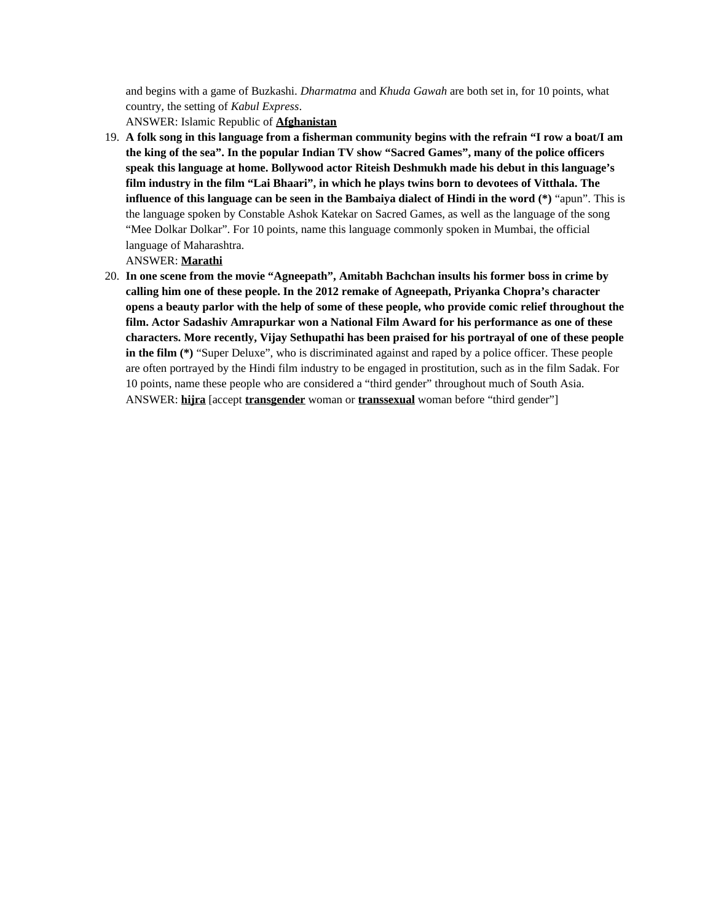and begins with a game of Buzkashi. *Dharmatma* and *Khuda Gawah* are both set in, for 10 points, what country, the setting of *Kabul Express*.
ANSWER: Islamic Republic of **Afghanistan**

19. **A folk song in this language from a fisherman community begins with the refrain "I row a boat/I am the king of the sea". In the popular Indian TV show "Sacred Games", many of the police officers speak this language at home. Bollywood actor Riteish Deshmukh made his debut in this language's film industry in the film "Lai Bhaari", in which he plays twins born to devotees of Vitthala. The influence of this language can be seen in the Bambaiya dialect of Hindi in the word (*)** "apun". This is the language spoken by Constable Ashok Katekar on Sacred Games, as well as the language of the song "Mee Dolkar Dolkar". For 10 points, name this language commonly spoken in Mumbai, the official language of Maharashtra.
ANSWER: **Marathi**

20. **In one scene from the movie "Agneepath", Amitabh Bachchan insults his former boss in crime by calling him one of these people. In the 2012 remake of Agneepath, Priyanka Chopra's character opens a beauty parlor with the help of some of these people, who provide comic relief throughout the film. Actor Sadashiv Amrapurkar won a National Film Award for his performance as one of these characters. More recently, Vijay Sethupathi has been praised for his portrayal of one of these people in the film (*)** "Super Deluxe", who is discriminated against and raped by a police officer. These people are often portrayed by the Hindi film industry to be engaged in prostitution, such as in the film Sadak. For 10 points, name these people who are considered a "third gender" throughout much of South Asia.
ANSWER: **hijra** [accept **transgender** woman or **transsexual** woman before "third gender"]